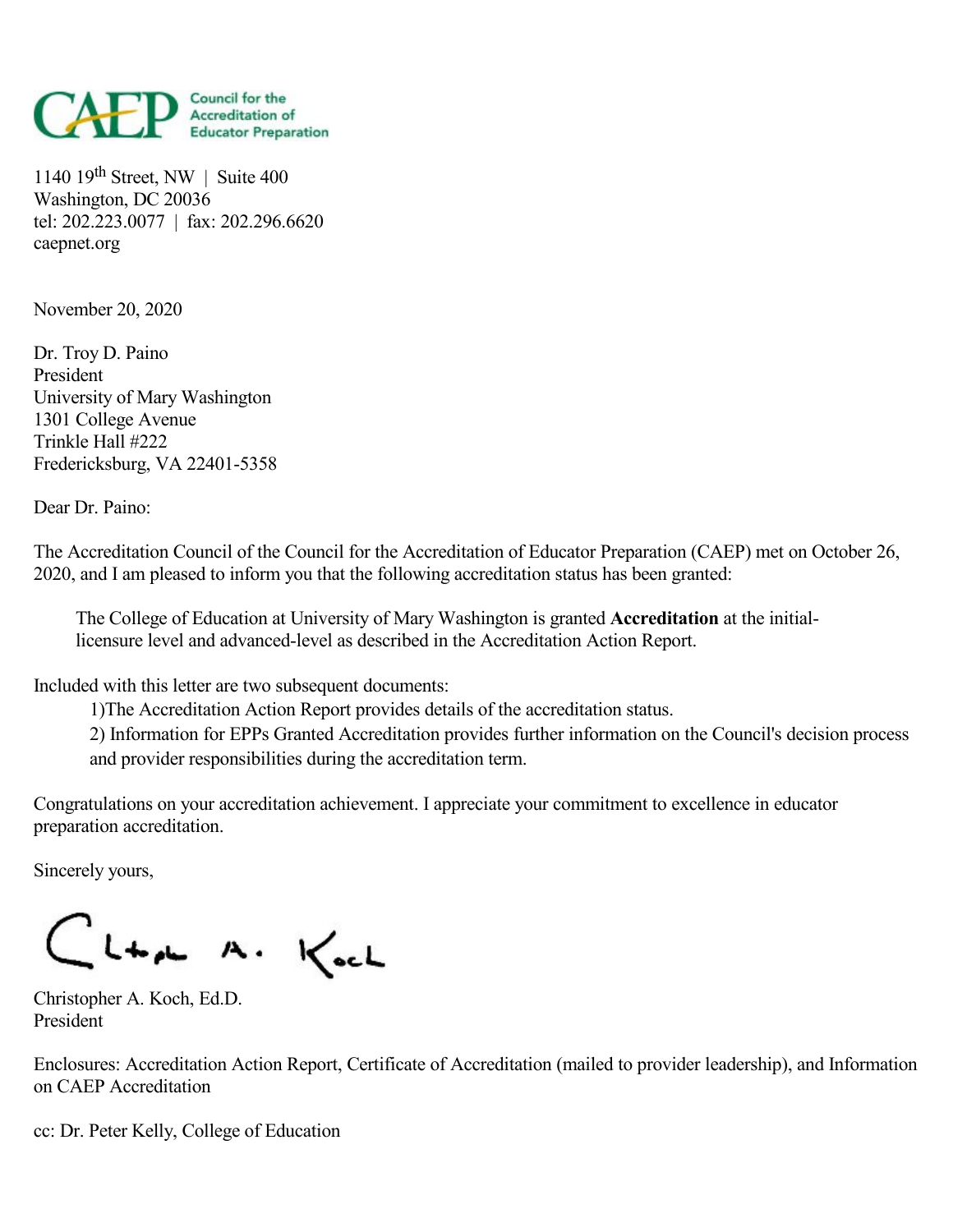**CAEP** Council for the Accreditation of Educator Preparation

1140 19th Street, NW | Suite 400
Washington, DC 20036
tel: 202.223.0077 | fax: 202.296.6620
caepnet.org

November 20, 2020

Dr. Troy D. Paino
President
University of Mary Washington
1301 College Avenue
Trinkle Hall #222
Fredericksburg, VA 22401-5358

Dear Dr. Paino:

The Accreditation Council of the Council for the Accreditation of Educator Preparation (CAEP) met on October 26, 2020, and I am pleased to inform you that the following accreditation status has been granted:

> The College of Education at University of Mary Washington is granted **Accreditation** at the initial-licensure level and advanced-level as described in the Accreditation Action Report.

Included with this letter are two subsequent documents:

1) The Accreditation Action Report provides details of the accreditation status.
2) Information for EPPs Granted Accreditation provides further information on the Council's decision process and provider responsibilities during the accreditation term.

Congratulations on your accreditation achievement. I appreciate your commitment to excellence in educator preparation accreditation.

Sincerely yours,

Christopher A. Koch

Christopher A. Koch, Ed.D.
President

Enclosures: Accreditation Action Report, Certificate of Accreditation (mailed to provider leadership), and Information on CAEP Accreditation

cc: Dr. Peter Kelly, College of Education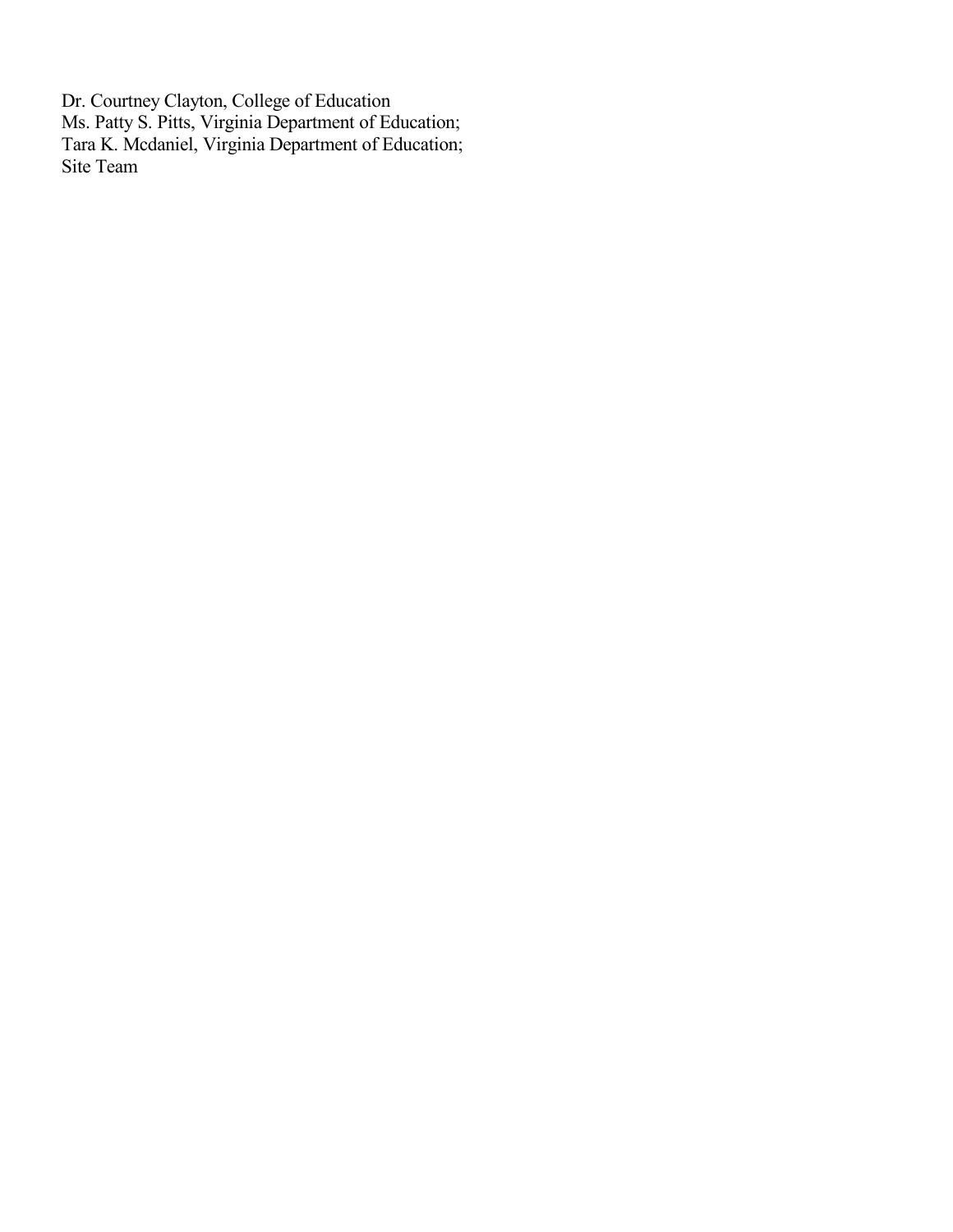Dr. Courtney Clayton, College of Education
Ms. Patty S. Pitts, Virginia Department of Education;
Tara K. Mcdaniel, Virginia Department of Education;
Site Team